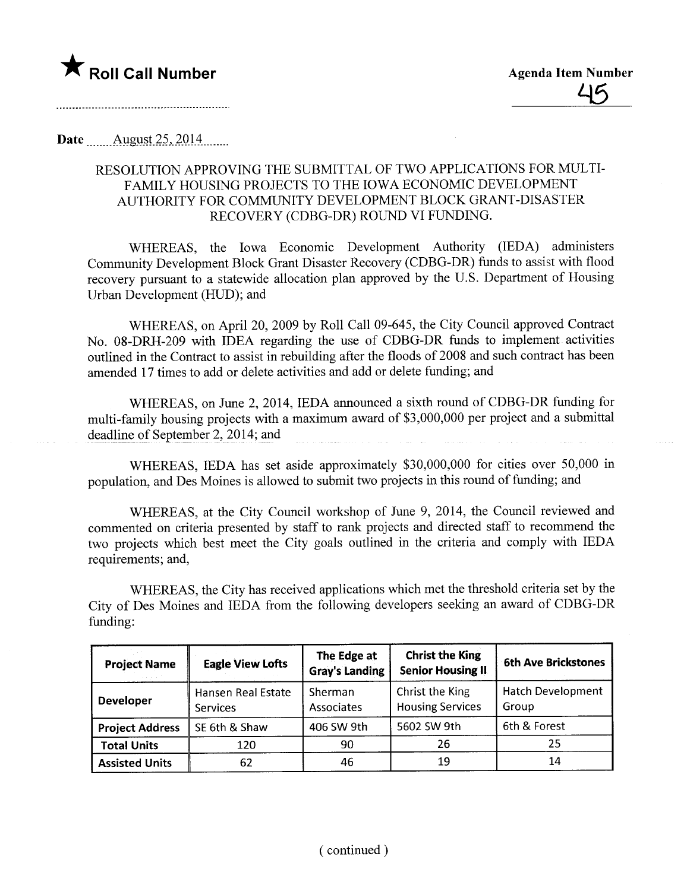★ **Roll Call Number**

**Agenda Item Number**
45

**Date** August 25, 2014

RESOLUTION APPROVING THE SUBMITTAL OF TWO APPLICATIONS FOR MULTI-FAMILY HOUSING PROJECTS TO THE IOWA ECONOMIC DEVELOPMENT AUTHORITY FOR COMMUNITY DEVELOPMENT BLOCK GRANT-DISASTER RECOVERY (CDBG-DR) ROUND VI FUNDING.

WHEREAS, the Iowa Economic Development Authority (IEDA) administers Community Development Block Grant Disaster Recovery (CDBG-DR) funds to assist with flood recovery pursuant to a statewide allocation plan approved by the U.S. Department of Housing Urban Development (HUD); and

WHEREAS, on April 20, 2009 by Roll Call 09-645, the City Council approved Contract No. 08-DRH-209 with IDEA regarding the use of CDBG-DR funds to implement activities outlined in the Contract to assist in rebuilding after the floods of 2008 and such contract has been amended 17 times to add or delete activities and add or delete funding; and

WHEREAS, on June 2, 2014, IEDA announced a sixth round of CDBG-DR funding for multi-family housing projects with a maximum award of $3,000,000 per project and a submittal deadline of September 2, 2014; and

WHEREAS, IEDA has set aside approximately $30,000,000 for cities over 50,000 in population, and Des Moines is allowed to submit two projects in this round of funding; and

WHEREAS, at the City Council workshop of June 9, 2014, the Council reviewed and commented on criteria presented by staff to rank projects and directed staff to recommend the two projects which best meet the City goals outlined in the criteria and comply with IEDA requirements; and,

WHEREAS, the City has received applications which met the threshold criteria set by the City of Des Moines and IEDA from the following developers seeking an award of CDBG-DR funding:

| Project Name | Eagle View Lofts | The Edge at Gray's Landing | Christ the King Senior Housing II | 6th Ave Brickstones |
|---|---|---|---|---|
| Developer | Hansen Real Estate Services | Sherman Associates | Christ the King Housing Services | Hatch Development Group |
| Project Address | SE 6th & Shaw | 406 SW 9th | 5602 SW 9th | 6th & Forest |
| Total Units | 120 | 90 | 26 | 25 |
| Assisted Units | 62 | 46 | 19 | 14 |

( continued )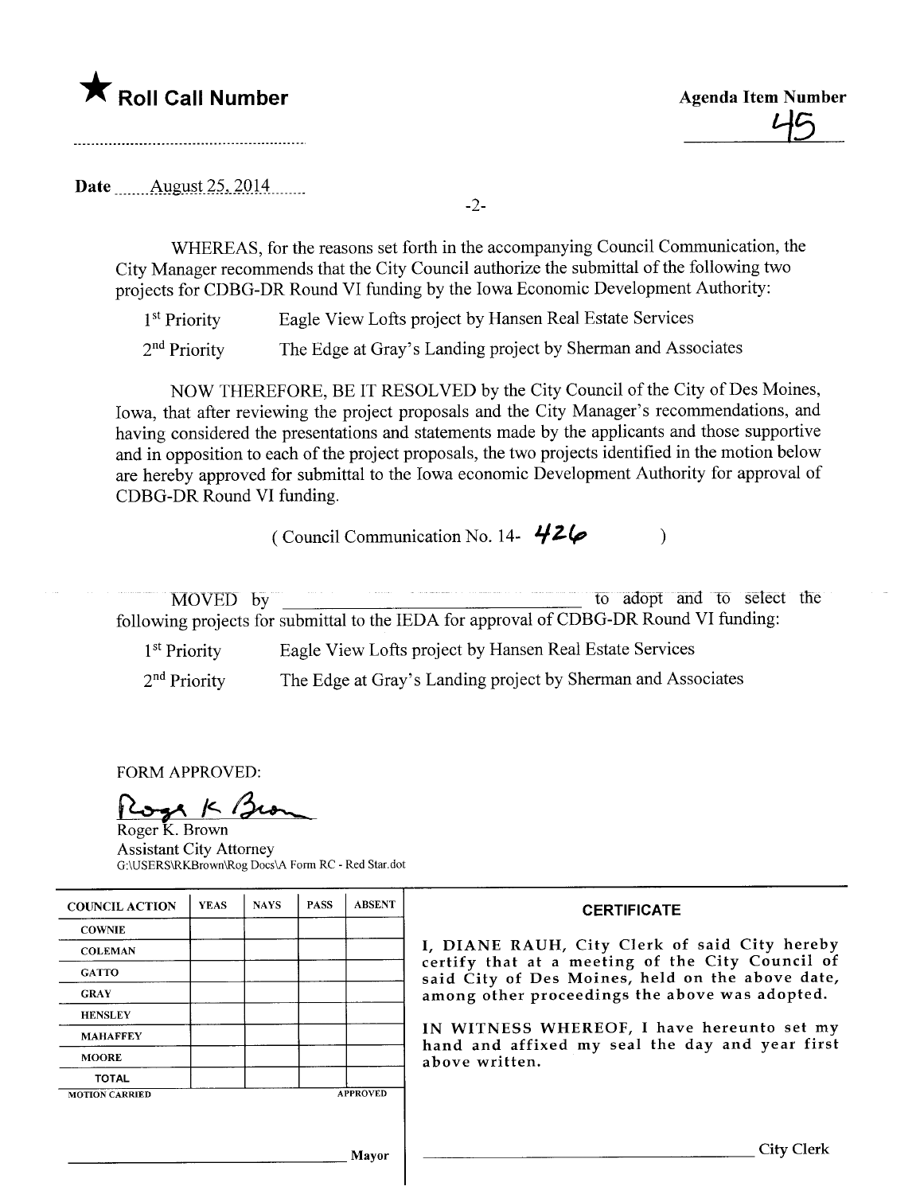★ **Roll Call Number**

Agenda Item Number

45

Date August 25, 2014

WHEREAS, for the reasons set forth in the accompanying Council Communication, the City Manager recommends that the City Council authorize the submittal of the following two projects for CDBG-DR Round VI funding by the Iowa Economic Development Authority:

| | |
|---|---|
| 1st Priority | Eagle View Lofts project by Hansen Real Estate Services |
| 2nd Priority | The Edge at Gray's Landing project by Sherman and Associates |

NOW THEREFORE, BE IT RESOLVED by the City Council of the City of Des Moines, Iowa, that after reviewing the project proposals and the City Manager's recommendations, and having considered the presentations and statements made by the applicants and those supportive and in opposition to each of the project proposals, the two projects identified in the motion below are hereby approved for submittal to the Iowa economic Development Authority for approval of CDBG-DR Round VI funding.

( Council Communication No. 14- 426 )

MOVED by ______________________ to adopt and to select the following projects for submittal to the IEDA for approval of CDBG-DR Round VI funding:

| | |
|---|---|
| 1st Priority | Eagle View Lofts project by Hansen Real Estate Services |
| 2nd Priority | The Edge at Gray's Landing project by Sherman and Associates |

FORM APPROVED:

Roger K. Brown
Roger K. Brown
Assistant City Attorney
G:\USERS\RKBrown\Rog Docs\A Form RC - Red Star.dot

| COUNCIL ACTION | YEAS | NAYS | PASS | ABSENT |
|---|---|---|---|---|
| COWNIE | | | | |
| COLEMAN | | | | |
| GATTO | | | | |
| GRAY | | | | |
| HENSLEY | | | | |
| MAHAFFEY | | | | |
| MOORE | | | | |
| TOTAL | | | | |
| MOTION CARRIED | | | | APPROVED |

______________________ Mayor

**CERTIFICATE**

I, DIANE RAUH, City Clerk of said City hereby certify that at a meeting of the City Council of said City of Des Moines, held on the above date, among other proceedings the above was adopted.

IN WITNESS WHEREOF, I have hereunto set my hand and affixed my seal the day and year first above written.

______________________ City Clerk